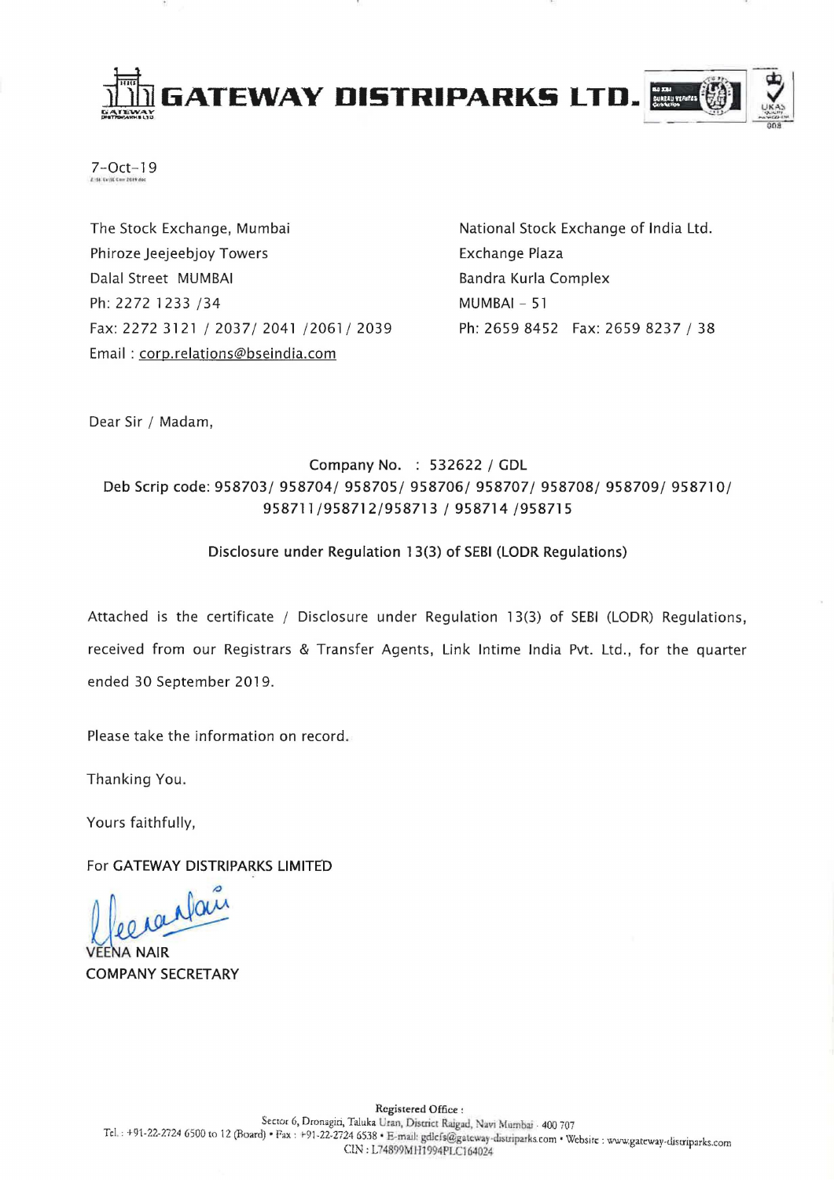# GATEWAY DISTRIPARKS LTD.

7-Oct-19

The Stock Exchange, Mumbai
Phiroze Jeejeebjoy Towers
Dalal Street MUMBAI
Ph: 2272 1233 /34
Fax: 2272 3121 / 2037/ 2041 /2061/ 2039
Email : corp.relations@bseindia.com

National Stock Exchange of India Ltd.
Exchange Plaza
Bandra Kurla Complex
MUMBAI - 51
Ph: 2659 8452 Fax: 2659 8237 / 38

Dear Sir / Madam,

Company No. : 532622 / GDL
Deb Scrip code: 958703/ 958704/ 958705/ 958706/ 958707/ 958708/ 958709/ 958710/ 958711/958712/958713 / 958714 /958715

Disclosure under Regulation 13(3) of SEBI (LODR Regulations)

Attached is the certificate / Disclosure under Regulation 13(3) of SEBI (LODR) Regulations, received from our Registrars & Transfer Agents, Link Intime India Pvt. Ltd., for the quarter ended 30 September 2019.

Please take the information on record.

Thanking You.

Yours faithfully,

For GATEWAY DISTRIPARKS LIMITED

VEENA NAIR
COMPANY SECRETARY

Registered Office :
Sector 6, Dronagiri, Taluka Uran, District Raigad, Navi Mumbai - 400 707
Tel. : +91-22-2724 6500 to 12 (Board) • Fax : +91-22-2724 6538 • E-mail: gdlcfs@gateway-distriparks.com • Website : www.gateway-distriparks.com
CIN : L74899MH1994PLC164024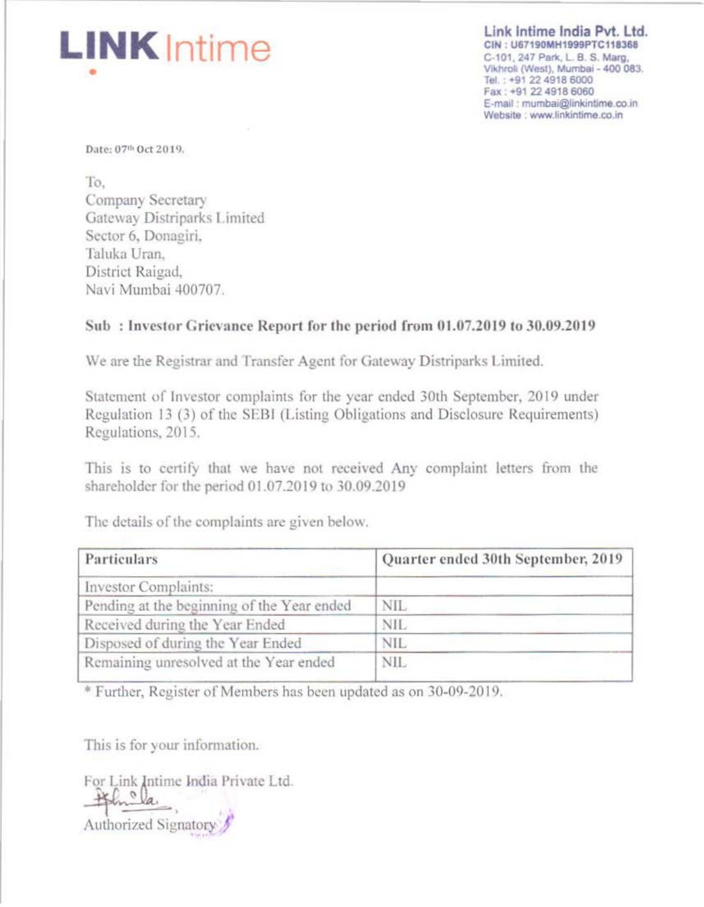**LINK** Intime

**Link Intime India Pvt. Ltd.**
CIN : U67190MH1999PTC118368
C-101, 247 Park, L. B. S. Marg,
Vikhroli (West), Mumbai - 400 083.
Tel. : +91 22 4918 6000
Fax : +91 22 4918 6060
E-mail : mumbai@linkintime.co.in
Website : www.linkintime.co.in

Date: 07th Oct 2019.

To,
Company Secretary
Gateway Distriparks Limited
Sector 6, Donagiri,
Taluka Uran,
District Raigad,
Navi Mumbai 400707.

**Sub : Investor Grievance Report for the period from 01.07.2019 to 30.09.2019**

We are the Registrar and Transfer Agent for Gateway Distriparks Limited.

Statement of Investor complaints for the year ended 30th September, 2019 under Regulation 13 (3) of the SEBI (Listing Obligations and Disclosure Requirements) Regulations, 2015.

This is to certify that we have not received Any complaint letters from the shareholder for the period 01.07.2019 to 30.09.2019

The details of the complaints are given below.

| Particulars | Quarter ended 30th September, 2019 |
|---|---|
| Investor Complaints: | |
| Pending at the beginning of the Year ended | NIL |
| Received during the Year Ended | NIL |
| Disposed of during the Year Ended | NIL |
| Remaining unresolved at the Year ended | NIL |

* Further, Register of Members has been updated as on 30-09-2019.

This is for your information.

For Link Intime India Private Ltd.

Authorized Signatory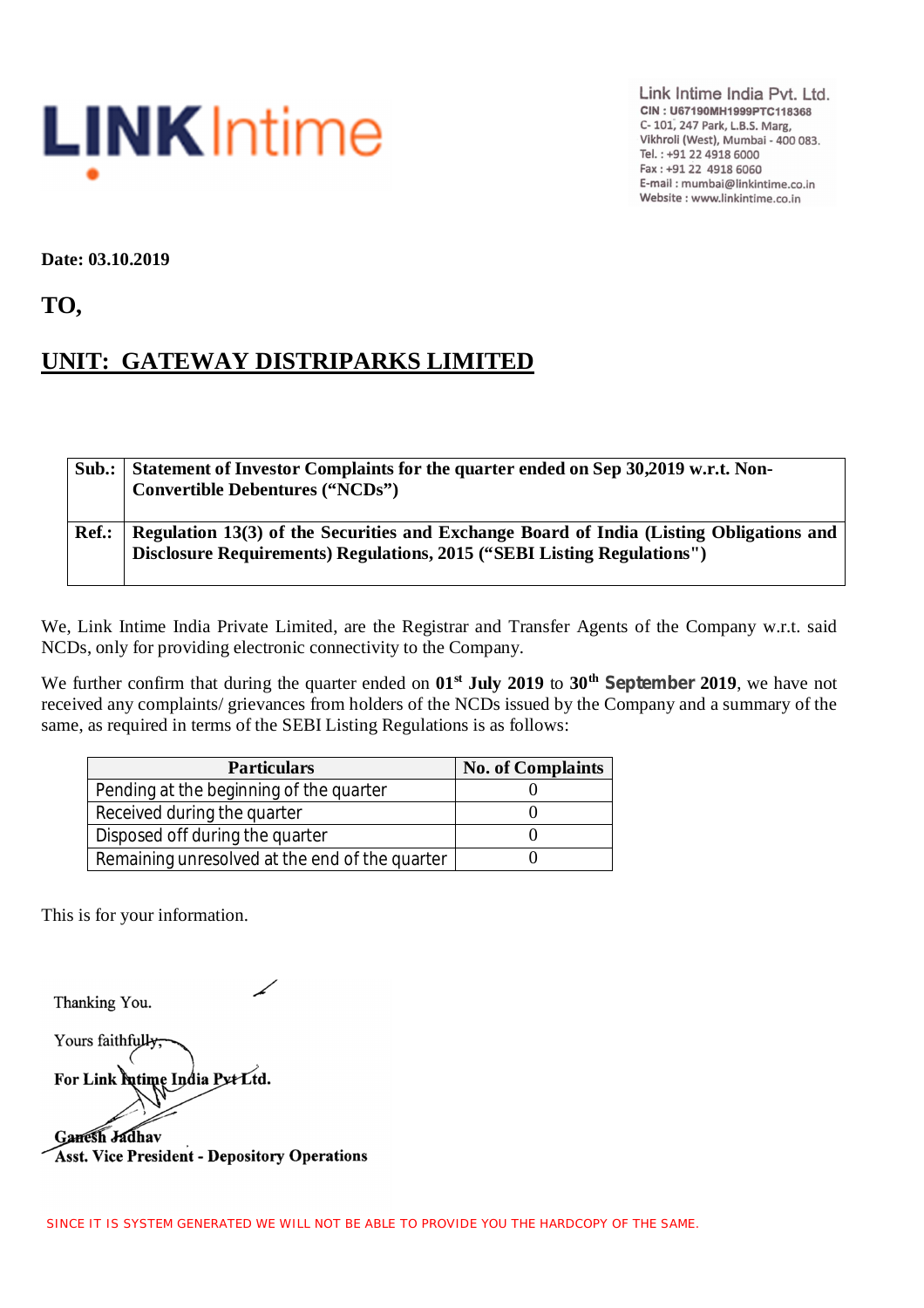Link Intime India Pvt. Ltd.
CIN : U67190MH1999PTC118368
C- 101, 247 Park, L.B.S. Marg,
Vikhroli (West), Mumbai - 400 083.
Tel. : +91 22 4918 6000
Fax : +91 22 4918 6060
E-mail : mumbai@linkintime.co.in
Website : www.linkintime.co.in

**Date: 03.10.2019**

**TO,**

## UNIT: GATEWAY DISTRIPARKS LIMITED

| | |
|---|---|
| **Sub.:** | **Statement of Investor Complaints for the quarter ended on Sep 30,2019 w.r.t. Non-Convertible Debentures ("NCDs")** |
| **Ref.:** | **Regulation 13(3) of the Securities and Exchange Board of India (Listing Obligations and Disclosure Requirements) Regulations, 2015 ("SEBI Listing Regulations")** |

We, Link Intime India Private Limited, are the Registrar and Transfer Agents of the Company w.r.t. said NCDs, only for providing electronic connectivity to the Company.

We further confirm that during the quarter ended on **01st July 2019** to **30th September 2019**, we have not received any complaints/ grievances from holders of the NCDs issued by the Company and a summary of the same, as required in terms of the SEBI Listing Regulations is as follows:

| Particulars | No. of Complaints |
|---|---|
| Pending at the beginning of the quarter | 0 |
| Received during the quarter | 0 |
| Disposed off during the quarter | 0 |
| Remaining unresolved at the end of the quarter | 0 |

This is for your information.

Thanking You.

Yours faithfully,

**For Link Intime India Pvt Ltd.**

**Ganesh Jadhav**
**Asst. Vice President - Depository Operations**

SINCE IT IS SYSTEM GENERATED WE WILL NOT BE ABLE TO PROVIDE YOU THE HARDCOPY OF THE SAME.